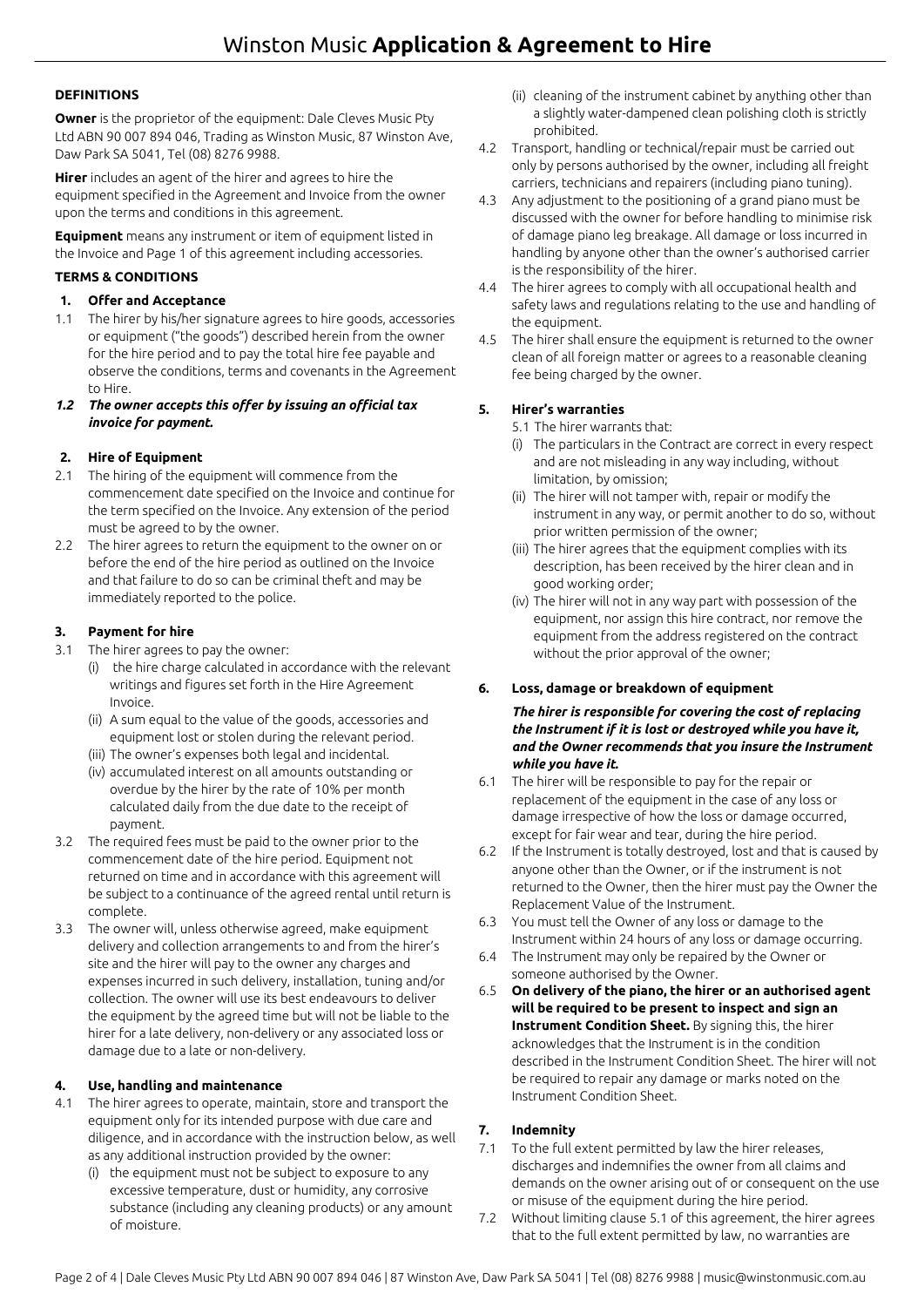# Winston Music **Application & Agreement to Hire**

**DEFINITIONS**

**Owner** is the proprietor of the equipment: Dale Cleves Music Pty Ltd ABN 90 007 894 046, Trading as Winston Music, 87 Winston Ave, Daw Park SA 5041, Tel (08) 8276 9988.

**Hirer** includes an agent of the hirer and agrees to hire the equipment specified in the Agreement and Invoice from the owner upon the terms and conditions in this agreement.

**Equipment** means any instrument or item of equipment listed in the Invoice and Page 1 of this agreement including accessories.

**TERMS & CONDITIONS**

**1. Offer and Acceptance**

1.1 The hirer by his/her signature agrees to hire goods, accessories or equipment ("the goods") described herein from the owner for the hire period and to pay the total hire fee payable and observe the conditions, terms and covenants in the Agreement to Hire.

***1.2 The owner accepts this offer by issuing an official tax invoice for payment.***

**2. Hire of Equipment**

2.1 The hiring of the equipment will commence from the commencement date specified on the Invoice and continue for the term specified on the Invoice. Any extension of the period must be agreed to by the owner.

2.2 The hirer agrees to return the equipment to the owner on or before the end of the hire period as outlined on the Invoice and that failure to do so can be criminal theft and may be immediately reported to the police.

**3. Payment for hire**

3.1 The hirer agrees to pay the owner:

(i) the hire charge calculated in accordance with the relevant writings and figures set forth in the Hire Agreement Invoice.

(ii) A sum equal to the value of the goods, accessories and equipment lost or stolen during the relevant period.

(iii) The owner's expenses both legal and incidental.

(iv) accumulated interest on all amounts outstanding or overdue by the hirer by the rate of 10% per month calculated daily from the due date to the receipt of payment.

3.2 The required fees must be paid to the owner prior to the commencement date of the hire period. Equipment not returned on time and in accordance with this agreement will be subject to a continuance of the agreed rental until return is complete.

3.3 The owner will, unless otherwise agreed, make equipment delivery and collection arrangements to and from the hirer's site and the hirer will pay to the owner any charges and expenses incurred in such delivery, installation, tuning and/or collection. The owner will use its best endeavours to deliver the equipment by the agreed time but will not be liable to the hirer for a late delivery, non-delivery or any associated loss or damage due to a late or non-delivery.

**4. Use, handling and maintenance**

4.1 The hirer agrees to operate, maintain, store and transport the equipment only for its intended purpose with due care and diligence, and in accordance with the instruction below, as well as any additional instruction provided by the owner:

(i) the equipment must not be subject to exposure to any excessive temperature, dust or humidity, any corrosive substance (including any cleaning products) or any amount of moisture.

(ii) cleaning of the instrument cabinet by anything other than a slightly water-dampened clean polishing cloth is strictly prohibited.

4.2 Transport, handling or technical/repair must be carried out only by persons authorised by the owner, including all freight carriers, technicians and repairers (including piano tuning).

4.3 Any adjustment to the positioning of a grand piano must be discussed with the owner for before handling to minimise risk of damage piano leg breakage. All damage or loss incurred in handling by anyone other than the owner's authorised carrier is the responsibility of the hirer.

4.4 The hirer agrees to comply with all occupational health and safety laws and regulations relating to the use and handling of the equipment.

4.5 The hirer shall ensure the equipment is returned to the owner clean of all foreign matter or agrees to a reasonable cleaning fee being charged by the owner.

**5. Hirer's warranties**

5.1 The hirer warrants that:

(i) The particulars in the Contract are correct in every respect and are not misleading in any way including, without limitation, by omission;

(ii) The hirer will not tamper with, repair or modify the instrument in any way, or permit another to do so, without prior written permission of the owner;

(iii) The hirer agrees that the equipment complies with its description, has been received by the hirer clean and in good working order;

(iv) The hirer will not in any way part with possession of the equipment, nor assign this hire contract, nor remove the equipment from the address registered on the contract without the prior approval of the owner;

**6. Loss, damage or breakdown of equipment**

***The hirer is responsible for covering the cost of replacing the Instrument if it is lost or destroyed while you have it, and the Owner recommends that you insure the Instrument while you have it.***

6.1 The hirer will be responsible to pay for the repair or replacement of the equipment in the case of any loss or damage irrespective of how the loss or damage occurred, except for fair wear and tear, during the hire period.

6.2 If the Instrument is totally destroyed, lost and that is caused by anyone other than the Owner, or if the instrument is not returned to the Owner, then the hirer must pay the Owner the Replacement Value of the Instrument.

6.3 You must tell the Owner of any loss or damage to the Instrument within 24 hours of any loss or damage occurring.

6.4 The Instrument may only be repaired by the Owner or someone authorised by the Owner.

6.5 **On delivery of the piano, the hirer or an authorised agent will be required to be present to inspect and sign an Instrument Condition Sheet.** By signing this, the hirer acknowledges that the Instrument is in the condition described in the Instrument Condition Sheet. The hirer will not be required to repair any damage or marks noted on the Instrument Condition Sheet.

**7. Indemnity**

7.1 To the full extent permitted by law the hirer releases, discharges and indemnifies the owner from all claims and demands on the owner arising out of or consequent on the use or misuse of the equipment during the hire period.

7.2 Without limiting clause 5.1 of this agreement, the hirer agrees that to the full extent permitted by law, no warranties are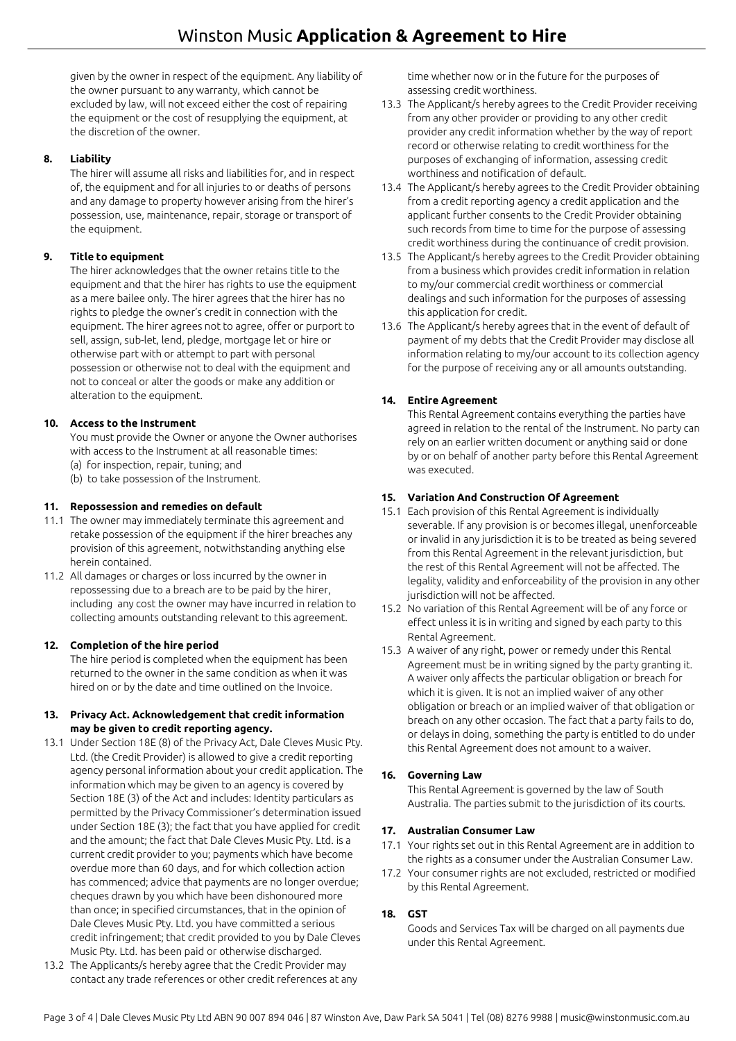given by the owner in respect of the equipment. Any liability of the owner pursuant to any warranty, which cannot be excluded by law, will not exceed either the cost of repairing the equipment or the cost of resupplying the equipment, at the discretion of the owner.

**8. Liability**

The hirer will assume all risks and liabilities for, and in respect of, the equipment and for all injuries to or deaths of persons and any damage to property however arising from the hirer's possession, use, maintenance, repair, storage or transport of the equipment.

**9. Title to equipment**

The hirer acknowledges that the owner retains title to the equipment and that the hirer has rights to use the equipment as a mere bailee only. The hirer agrees that the hirer has no rights to pledge the owner's credit in connection with the equipment. The hirer agrees not to agree, offer or purport to sell, assign, sub-let, lend, pledge, mortgage let or hire or otherwise part with or attempt to part with personal possession or otherwise not to deal with the equipment and not to conceal or alter the goods or make any addition or alteration to the equipment.

**10. Access to the Instrument**

You must provide the Owner or anyone the Owner authorises with access to the Instrument at all reasonable times:

(a) for inspection, repair, tuning; and

(b) to take possession of the Instrument.

**11. Repossession and remedies on default**

11.1 The owner may immediately terminate this agreement and retake possession of the equipment if the hirer breaches any provision of this agreement, notwithstanding anything else herein contained.

11.2 All damages or charges or loss incurred by the owner in repossessing due to a breach are to be paid by the hirer, including any cost the owner may have incurred in relation to collecting amounts outstanding relevant to this agreement.

**12. Completion of the hire period**

The hire period is completed when the equipment has been returned to the owner in the same condition as when it was hired on or by the date and time outlined on the Invoice.

**13. Privacy Act. Acknowledgement that credit information may be given to credit reporting agency.**

13.1 Under Section 18E (8) of the Privacy Act, Dale Cleves Music Pty. Ltd. (the Credit Provider) is allowed to give a credit reporting agency personal information about your credit application. The information which may be given to an agency is covered by Section 18E (3) of the Act and includes: Identity particulars as permitted by the Privacy Commissioner's determination issued under Section 18E (3); the fact that you have applied for credit and the amount; the fact that Dale Cleves Music Pty. Ltd. is a current credit provider to you; payments which have become overdue more than 60 days, and for which collection action has commenced; advice that payments are no longer overdue; cheques drawn by you which have been dishonoured more than once; in specified circumstances, that in the opinion of Dale Cleves Music Pty. Ltd. you have committed a serious credit infringement; that credit provided to you by Dale Cleves Music Pty. Ltd. has been paid or otherwise discharged.

13.2 The Applicants/s hereby agree that the Credit Provider may contact any trade references or other credit references at any time whether now or in the future for the purposes of assessing credit worthiness.

13.3 The Applicant/s hereby agrees to the Credit Provider receiving from any other provider or providing to any other credit provider any credit information whether by the way of report record or otherwise relating to credit worthiness for the purposes of exchanging of information, assessing credit worthiness and notification of default.

13.4 The Applicant/s hereby agrees to the Credit Provider obtaining from a credit reporting agency a credit application and the applicant further consents to the Credit Provider obtaining such records from time to time for the purpose of assessing credit worthiness during the continuance of credit provision.

13.5 The Applicant/s hereby agrees to the Credit Provider obtaining from a business which provides credit information in relation to my/our commercial credit worthiness or commercial dealings and such information for the purposes of assessing this application for credit.

13.6 The Applicant/s hereby agrees that in the event of default of payment of my debts that the Credit Provider may disclose all information relating to my/our account to its collection agency for the purpose of receiving any or all amounts outstanding.

**14. Entire Agreement**

This Rental Agreement contains everything the parties have agreed in relation to the rental of the Instrument. No party can rely on an earlier written document or anything said or done by or on behalf of another party before this Rental Agreement was executed.

**15. Variation And Construction Of Agreement**

15.1 Each provision of this Rental Agreement is individually severable. If any provision is or becomes illegal, unenforceable or invalid in any jurisdiction it is to be treated as being severed from this Rental Agreement in the relevant jurisdiction, but the rest of this Rental Agreement will not be affected. The legality, validity and enforceability of the provision in any other jurisdiction will not be affected.

15.2 No variation of this Rental Agreement will be of any force or effect unless it is in writing and signed by each party to this Rental Agreement.

15.3 A waiver of any right, power or remedy under this Rental Agreement must be in writing signed by the party granting it. A waiver only affects the particular obligation or breach for which it is given. It is not an implied waiver of any other obligation or breach or an implied waiver of that obligation or breach on any other occasion. The fact that a party fails to do, or delays in doing, something the party is entitled to do under this Rental Agreement does not amount to a waiver.

**16. Governing Law**

This Rental Agreement is governed by the law of South Australia. The parties submit to the jurisdiction of its courts.

**17. Australian Consumer Law**

17.1 Your rights set out in this Rental Agreement are in addition to the rights as a consumer under the Australian Consumer Law.

17.2 Your consumer rights are not excluded, restricted or modified by this Rental Agreement.

**18. GST**

Goods and Services Tax will be charged on all payments due under this Rental Agreement.